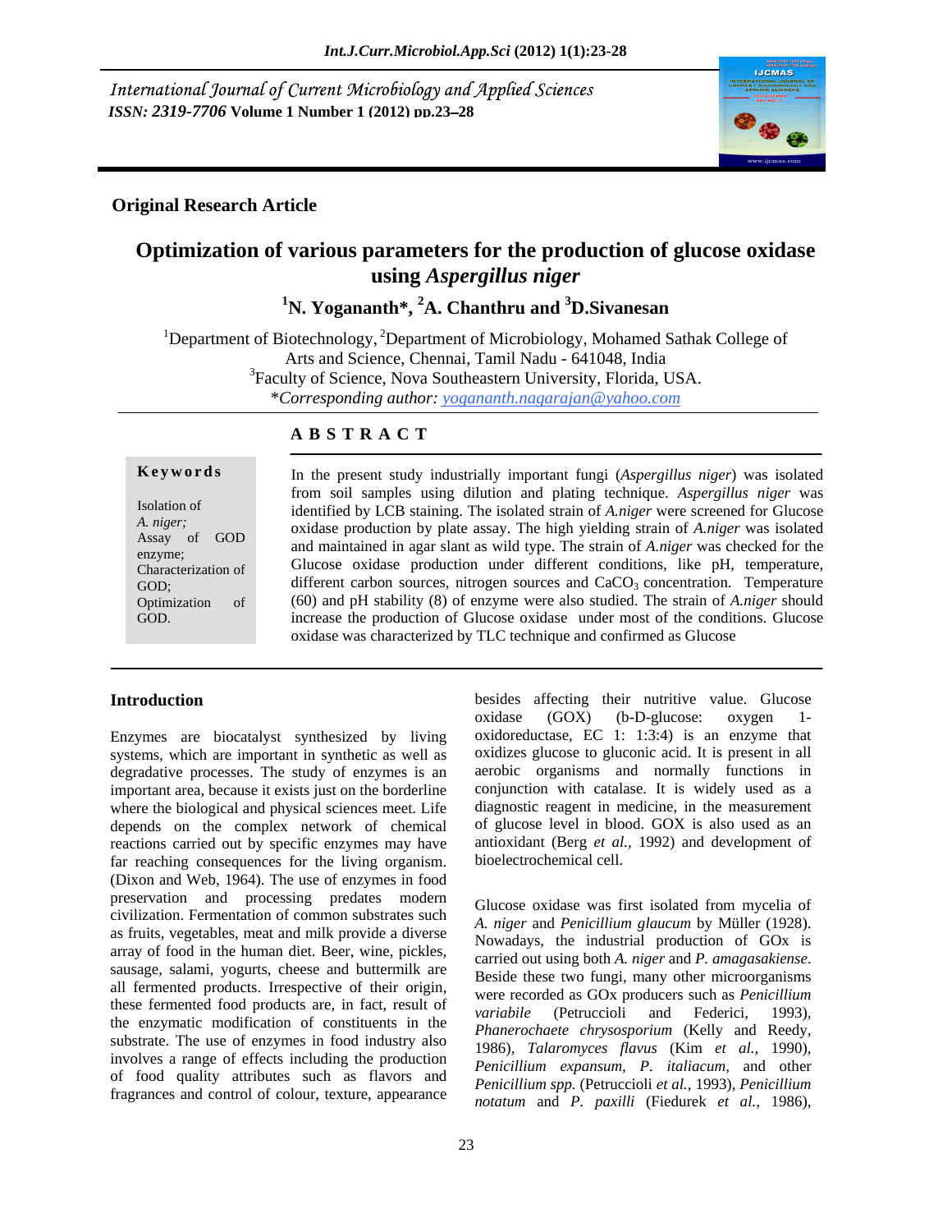International Journal of Current Microbiology and Applied Sciences
*ISSN: 2319-7706* Volume 1 Number 1 (2012) pp.23–28

**Original Research Article**

# Optimization of various parameters for the production of glucose oxidase using *Aspergillus niger*

**[1]N. Yogananth*, [2]A. Chanthru and [3]D.Sivanesan**

[1]Department of Biotechnology, [2]Department of Microbiology, Mohamed Sathak College of Arts and Science, Chennai, Tamil Nadu - 641048, India
[3]Faculty of Science, Nova Southeastern University, Florida, USA.
**Corresponding author:* yogananth.nagarajan@yahoo.com

## A B S T R A C T

**Keywords**

Isolation of *A. niger*; Assay of GOD enzyme; Characterization of GOD; Optimization of GOD.

In the present study industrially important fungi (*Aspergillus niger*) was isolated from soil samples using dilution and plating technique. *Aspergillus niger* was identified by LCB staining. The isolated strain of *A.niger* were screened for Glucose oxidase production by plate assay. The high yielding strain of *A.niger* was isolated and maintained in agar slant as wild type. The strain of *A.niger* was checked for the Glucose oxidase production under different conditions, like pH, temperature, different carbon sources, nitrogen sources and $CaCO_3$ concentration. Temperature (60) and pH stability (8) of enzyme were also studied. The strain of *A.niger* should increase the production of Glucose oxidase under most of the conditions. Glucose oxidase was characterized by TLC technique and confirmed as Glucose

## Introduction

Enzymes are biocatalyst synthesized by living systems, which are important in synthetic as well as degradative processes. The study of enzymes is an important area, because it exists just on the borderline where the biological and physical sciences meet. Life depends on the complex network of chemical reactions carried out by specific enzymes may have far reaching consequences for the living organism. (Dixon and Web, 1964). The use of enzymes in food preservation and processing predates modern civilization. Fermentation of common substrates such as fruits, vegetables, meat and milk provide a diverse array of food in the human diet. Beer, wine, pickles, sausage, salami, yogurts, cheese and buttermilk are all fermented products. Irrespective of their origin, these fermented food products are, in fact, result of the enzymatic modification of constituents in the substrate. The use of enzymes in food industry also involves a range of effects including the production of food quality attributes such as flavors and fragrances and control of colour, texture, appearance besides affecting their nutritive value. Glucose oxidase (GOX) (b-D-glucose: oxygen 1-oxidoreductase, EC 1: 1:3:4) is an enzyme that oxidizes glucose to gluconic acid. It is present in all aerobic organisms and normally functions in conjunction with catalase. It is widely used as a diagnostic reagent in medicine, in the measurement of glucose level in blood. GOX is also used as an antioxidant (Berg *et al.,* 1992) and development of bioelectrochemical cell.

Glucose oxidase was first isolated from mycelia of *A. niger* and *Penicillium glaucum* by Müller (1928). Nowadays, the industrial production of GOx is carried out using both *A. niger* and *P. amagasakiense*. Beside these two fungi, many other microorganisms were recorded as GOx producers such as *Penicillium variabile* (Petruccioli and Federici, 1993), *Phanerochaete chrysosporium* (Kelly and Reedy, 1986), *Talaromyces flavus* (Kim *et al.,* 1990), *Penicillium expansum, P. italiacum*, and other *Penicillium spp.* (Petruccioli *et al.,* 1993), *Penicillium notatum* and *P. paxilli* (Fiedurek *et al.,* 1986),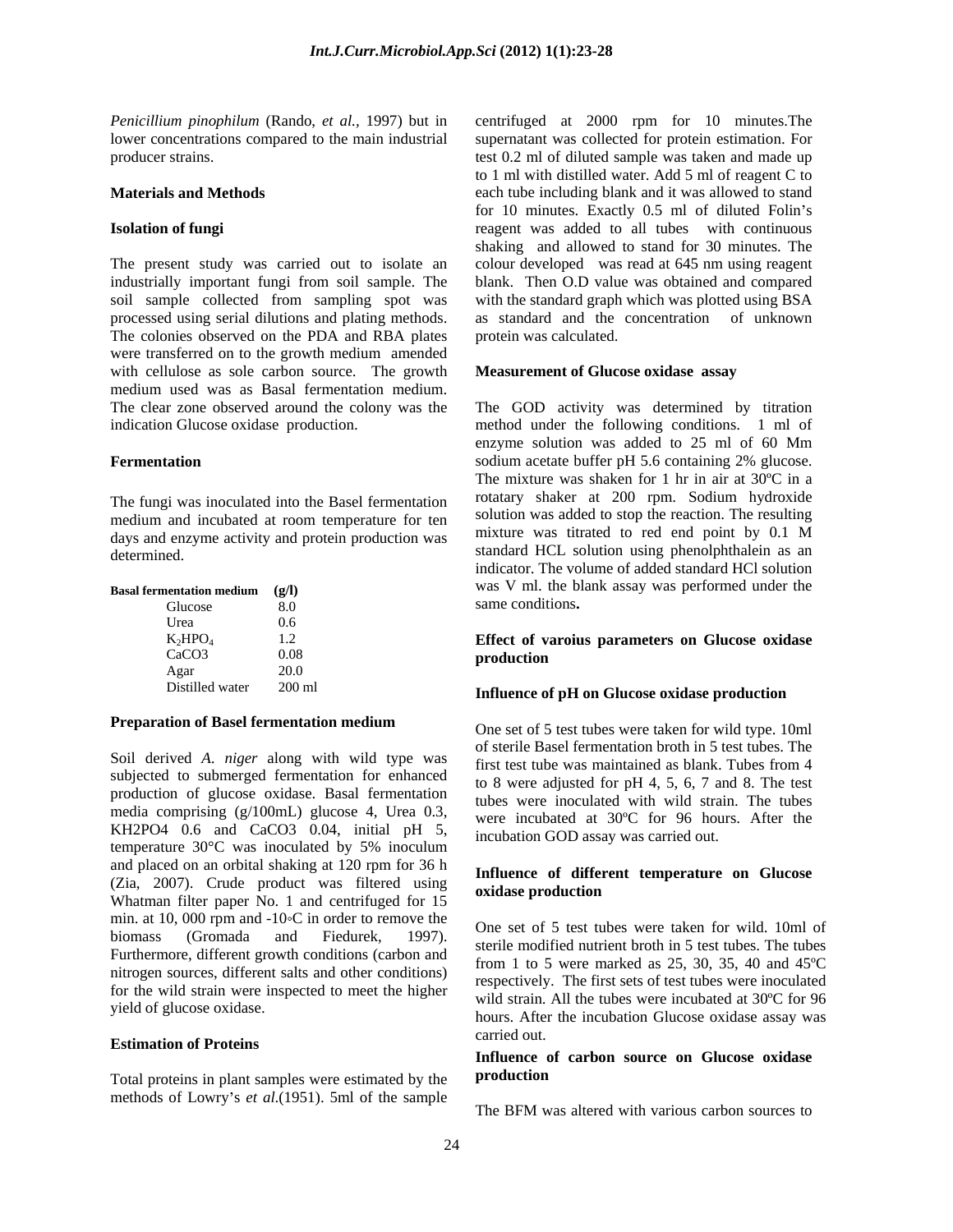*Penicillium pinophilum* (Rando, *et al.,* 1997) but in lower concentrations compared to the main industrial producer strains.

## Materials and Methods

### Isolation of fungi

The present study was carried out to isolate an industrially important fungi from soil sample. The soil sample collected from sampling spot was processed using serial dilutions and plating methods. The colonies observed on the PDA and RBA plates were transferred on to the growth medium amended with cellulose as sole carbon source. The growth medium used was as Basal fermentation medium. The clear zone observed around the colony was the indication Glucose oxidase production.

### Fermentation

The fungi was inoculated into the Basel fermentation medium and incubated at room temperature for ten days and enzyme activity and protein production was determined.

| Basal fermentation medium | (g/l) |
|---|---|
| Glucose | 8.0 |
| Urea | 0.6 |
| $K_2HPO_4$ | 1.2 |
| $CaCO_3$ | 0.08 |
| Agar | 20.0 |
| Distilled water | 200 ml |

### Preparation of Basel fermentation medium

Soil derived *A. niger* along with wild type was subjected to submerged fermentation for enhanced production of glucose oxidase. Basal fermentation media comprising (g/100mL) glucose 4, Urea 0.3, $KH_2PO_4$ 0.6 and $CaCO_3$ 0.04, initial pH 5, temperature 30°C was inoculated by 5% inoculum and placed on an orbital shaking at 120 rpm for 36 h (Zia, 2007). Crude product was filtered using Whatman filter paper No. 1 and centrifuged for 15 min. at 10, 000 rpm and -10◦C in order to remove the biomass (Gromada and Fiedurek, 1997). Furthermore, different growth conditions (carbon and nitrogen sources, different salts and other conditions) for the wild strain were inspected to meet the higher yield of glucose oxidase.

### Estimation of Proteins

Total proteins in plant samples were estimated by the methods of Lowry's *et al.*(1951). 5ml of the sample centrifuged at 2000 rpm for 10 minutes.The supernatant was collected for protein estimation. For test 0.2 ml of diluted sample was taken and made up to 1 ml with distilled water. Add 5 ml of reagent C to each tube including blank and it was allowed to stand for 10 minutes. Exactly 0.5 ml of diluted Folin's reagent was added to all tubes with continuous shaking and allowed to stand for 30 minutes. The colour developed was read at 645 nm using reagent blank. Then O.D value was obtained and compared with the standard graph which was plotted using BSA as standard and the concentration of unknown protein was calculated.

### Measurement of Glucose oxidase assay

The GOD activity was determined by titration method under the following conditions. 1 ml of enzyme solution was added to 25 ml of 60 Mm sodium acetate buffer pH 5.6 containing 2% glucose. The mixture was shaken for 1 hr in air at 30ºC in a rotatary shaker at 200 rpm. Sodium hydroxide solution was added to stop the reaction. The resulting mixture was titrated to red end point by 0.1 M standard HCL solution using phenolphthalein as an indicator. The volume of added standard HCl solution was V ml. the blank assay was performed under the same conditions**.**

### Effect of varoius parameters on Glucose oxidase production

### Influence of pH on Glucose oxidase production

One set of 5 test tubes were taken for wild type. 10ml of sterile Basel fermentation broth in 5 test tubes. The first test tube was maintained as blank. Tubes from 4 to 8 were adjusted for pH 4, 5, 6, 7 and 8. The test tubes were inoculated with wild strain. The tubes were incubated at 30ºC for 96 hours. After the incubation GOD assay was carried out.

### Influence of different temperature on Glucose oxidase production

One set of 5 test tubes were taken for wild. 10ml of sterile modified nutrient broth in 5 test tubes. The tubes from 1 to 5 were marked as 25, 30, 35, 40 and 45ºC respectively. The first sets of test tubes were inoculated wild strain. All the tubes were incubated at 30ºC for 96 hours. After the incubation Glucose oxidase assay was carried out.

### Influence of carbon source on Glucose oxidase production

The BFM was altered with various carbon sources to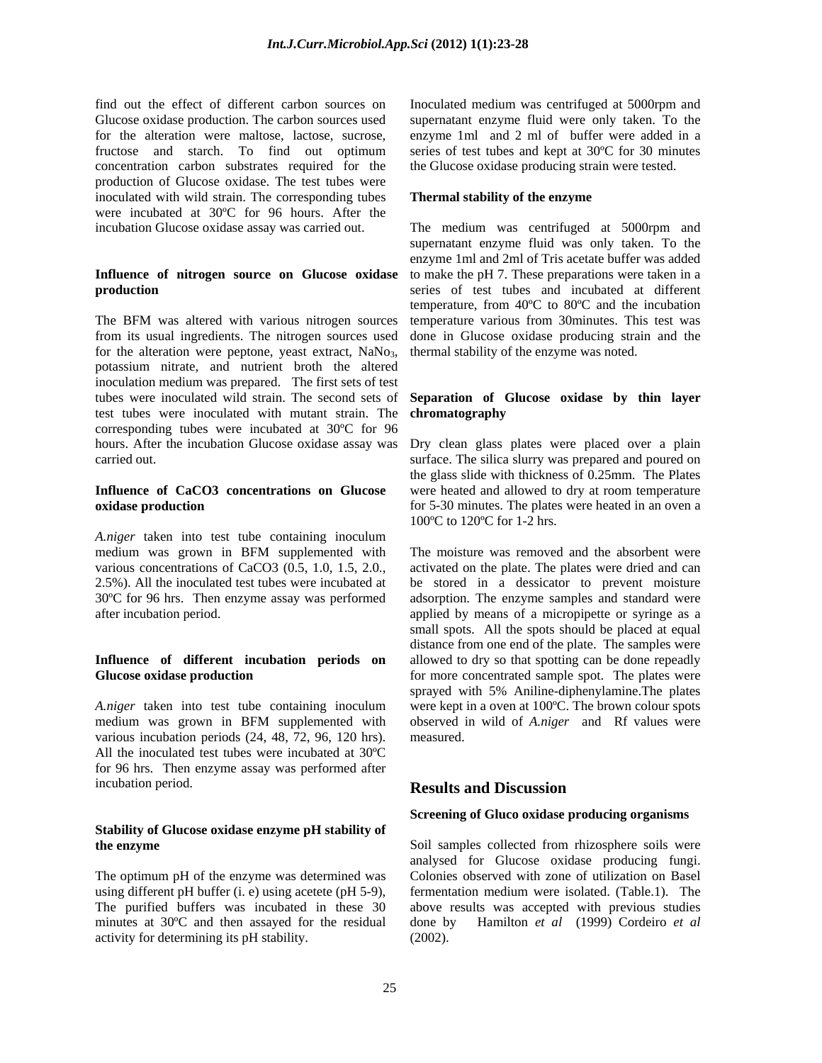find out the effect of different carbon sources on Glucose oxidase production. The carbon sources used for the alteration were maltose, lactose, sucrose, fructose and starch. To find out optimum concentration carbon substrates required for the production of Glucose oxidase. The test tubes were inoculated with wild strain. The corresponding tubes were incubated at 30ºC for 96 hours. After the incubation Glucose oxidase assay was carried out.

### Influence of nitrogen source on Glucose oxidase production

The BFM was altered with various nitrogen sources from its usual ingredients. The nitrogen sources used for the alteration were peptone, yeast extract, $NaNo_3$, potassium nitrate, and nutrient broth the altered inoculation medium was prepared. The first sets of test tubes were inoculated wild strain. The second sets of test tubes were inoculated with mutant strain. The corresponding tubes were incubated at 30ºC for 96 hours. After the incubation Glucose oxidase assay was carried out.

### Influence of CaCO3 concentrations on Glucose oxidase production

*A.niger* taken into test tube containing inoculum medium was grown in BFM supplemented with various concentrations of CaCO3 (0.5, 1.0, 1.5, 2.0., 2.5%). All the inoculated test tubes were incubated at 30ºC for 96 hrs. Then enzyme assay was performed after incubation period.

### Influence of different incubation periods on Glucose oxidase production

*A.niger* taken into test tube containing inoculum medium was grown in BFM supplemented with various incubation periods (24, 48, 72, 96, 120 hrs). All the inoculated test tubes were incubated at 30ºC for 96 hrs. Then enzyme assay was performed after incubation period.

### Stability of Glucose oxidase enzyme pH stability of the enzyme

The optimum pH of the enzyme was determined was using different pH buffer (i. e) using acetete (pH 5-9), The purified buffers was incubated in these 30 minutes at 30ºC and then assayed for the residual activity for determining its pH stability.

Inoculated medium was centrifuged at 5000rpm and supernatant enzyme fluid were only taken. To the enzyme 1ml and 2 ml of buffer were added in a series of test tubes and kept at 30ºC for 30 minutes the Glucose oxidase producing strain were tested.

### Thermal stability of the enzyme

The medium was centrifuged at 5000rpm and supernatant enzyme fluid was only taken. To the enzyme 1ml and 2ml of Tris acetate buffer was added to make the pH 7. These preparations were taken in a series of test tubes and incubated at different temperature, from 40ºC to 80ºC and the incubation temperature various from 30minutes. This test was done in Glucose oxidase producing strain and the thermal stability of the enzyme was noted.

### Separation of Glucose oxidase by thin layer chromatography

Dry clean glass plates were placed over a plain surface. The silica slurry was prepared and poured on the glass slide with thickness of 0.25mm. The Plates were heated and allowed to dry at room temperature for 5-30 minutes. The plates were heated in an oven a 100ºC to 120ºC for 1-2 hrs.

The moisture was removed and the absorbent were activated on the plate. The plates were dried and can be stored in a dessicator to prevent moisture adsorption. The enzyme samples and standard were applied by means of a micropipette or syringe as a small spots. All the spots should be placed at equal distance from one end of the plate. The samples were allowed to dry so that spotting can be done repeadly for more concentrated sample spot. The plates were sprayed with 5% Aniline-diphenylamine.The plates were kept in a oven at 100ºC. The brown colour spots observed in wild of *A.niger* and Rf values were measured.

## Results and Discussion

### Screening of Gluco oxidase producing organisms

Soil samples collected from rhizosphere soils were analysed for Glucose oxidase producing fungi. Colonies observed with zone of utilization on Basel fermentation medium were isolated. (Table.1). The above results was accepted with previous studies done by Hamilton *et al* (1999) Cordeiro *et al* (2002).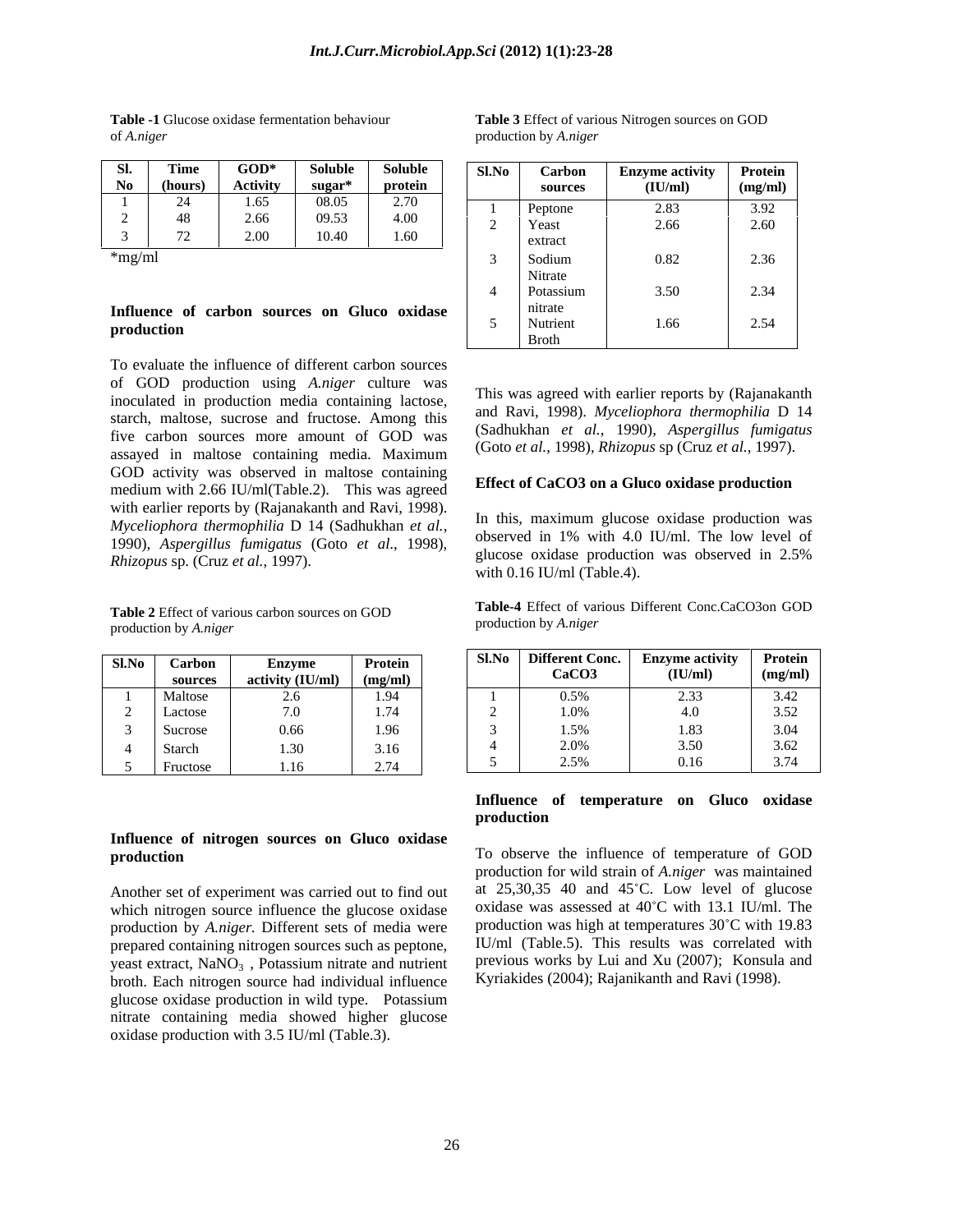**Table -1** Glucose oxidase fermentation behaviour of *A.niger*

| Sl. No | Time (hours) | GOD* Activity | Soluble sugar* | Soluble protein |
|---|---|---|---|---|
| 1 | 24 | 1.65 | 08.05 | 2.70 |
| 2 | 48 | 2.66 | 09.53 | 4.00 |
| 3 | 72 | 2.00 | 10.40 | 1.60 |

*mg/ml

### Influence of carbon sources on Gluco oxidase production

To evaluate the influence of different carbon sources of GOD production using *A.niger* culture was inoculated in production media containing lactose, starch, maltose, sucrose and fructose. Among this five carbon sources more amount of GOD was assayed in maltose containing media. Maximum GOD activity was observed in maltose containing medium with 2.66 IU/ml(Table.2). This was agreed with earlier reports by (Rajanakanth and Ravi, 1998). *Myceliophora thermophilia* D 14 (Sadhukhan *et al.*, 1990), *Aspergillus fumigatus* (Goto *et al*., 1998), *Rhizopus* sp. (Cruz *et al.,* 1997).

**Table 2** Effect of various carbon sources on GOD production by *A.niger*

| Sl.No | Carbon sources | Enzyme activity (IU/ml) | Protein (mg/ml) |
|---|---|---|---|
| 1 | Maltose | 2.6 | 1.94 |
| 2 | Lactose | 7.0 | 1.74 |
| 3 | Sucrose | 0.66 | 1.96 |
| 4 | Starch | 1.30 | 3.16 |
| 5 | Fructose | 1.16 | 2.74 |

### Influence of nitrogen sources on Gluco oxidase production

Another set of experiment was carried out to find out which nitrogen source influence the glucose oxidase production by *A.niger.* Different sets of media were prepared containing nitrogen sources such as peptone, yeast extract, $NaNO_3$ , Potassium nitrate and nutrient broth. Each nitrogen source had individual influence glucose oxidase production in wild type. Potassium nitrate containing media showed higher glucose oxidase production with 3.5 IU/ml (Table.3).

**Table 3** Effect of various Nitrogen sources on GOD production by *A.niger*

| Sl.No | Carbon sources | Enzyme activity (IU/ml) | Protein (mg/ml) |
|---|---|---|---|
| 1 | Peptone | 2.83 | 3.92 |
| 2 | Yeast extract | 2.66 | 2.60 |
| 3 | Sodium Nitrate | 0.82 | 2.36 |
| 4 | Potassium nitrate | 3.50 | 2.34 |
| 5 | Nutrient Broth | 1.66 | 2.54 |

This was agreed with earlier reports by (Rajanakanth and Ravi, 1998). *Myceliophora thermophilia* D 14 (Sadhukhan *et al.*, 1990), *Aspergillus fumigatus* (Goto *et al.,* 1998), *Rhizopus* sp (Cruz *et al.,* 1997).

### Effect of CaCO3 on a Gluco oxidase production

In this, maximum glucose oxidase production was observed in 1% with 4.0 IU/ml. The low level of glucose oxidase production was observed in 2.5% with 0.16 IU/ml (Table.4).

**Table-4** Effect of various Different Conc.CaCO3on GOD production by *A.niger*

| Sl.No | Different Conc. CaCO3 | Enzyme activity (IU/ml) | Protein (mg/ml) |
|---|---|---|---|
| 1 | 0.5% | 2.33 | 3.42 |
| 2 | 1.0% | 4.0 | 3.52 |
| 3 | 1.5% | 1.83 | 3.04 |
| 4 | 2.0% | 3.50 | 3.62 |
| 5 | 2.5% | 0.16 | 3.74 |

### Influence of temperature on Gluco oxidase production

To observe the influence of temperature of GOD production for wild strain of *A.niger* was maintained at 25,30,35 40 and 45˚C. Low level of glucose oxidase was assessed at 40˚C with 13.1 IU/ml. The production was high at temperatures 30˚C with 19.83 IU/ml (Table.5). This results was correlated with previous works by Lui and Xu (2007); Konsula and Kyriakides (2004); Rajanikanth and Ravi (1998).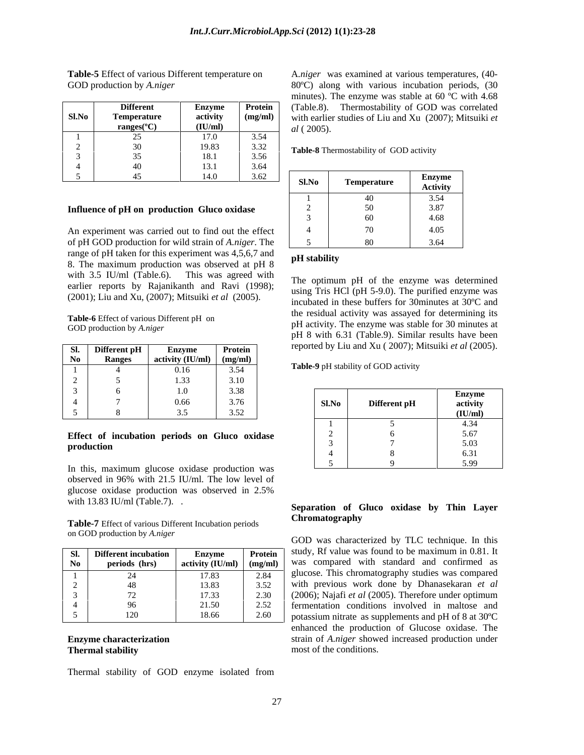**Table-5** Effect of various Different temperature on GOD production by *A.niger*

| Sl.No | Different Temperature ranges(ºC) | Enzyme activity (IU/ml) | Protein (mg/ml) |
|---|---|---|---|
| 1 | 25 | 17.0 | 3.54 |
| 2 | 30 | 19.83 | 3.32 |
| 3 | 35 | 18.1 | 3.56 |
| 4 | 40 | 13.1 | 3.64 |
| 5 | 45 | 14.0 | 3.62 |

### Influence of pH on production Gluco oxidase

An experiment was carried out to find out the effect of pH GOD production for wild strain of *A.niger*. The range of pH taken for this experiment was 4,5,6,7 and 8. The maximum production was observed at pH 8 with 3.5 IU/ml (Table.6). This was agreed with earlier reports by Rajanikanth and Ravi (1998); (2001); Liu and Xu, (2007); Mitsuiki *et al* (2005).

**Table-6** Effect of various Different pH on GOD production by *A.niger*

| Sl. No | Different pH Ranges | Enzyme activity (IU/ml) | Protein (mg/ml) |
|---|---|---|---|
| 1 | 4 | 0.16 | 3.54 |
| 2 | 5 | 1.33 | 3.10 |
| 3 | 6 | 1.0 | 3.38 |
| 4 | 7 | 0.66 | 3.76 |
| 5 | 8 | 3.5 | 3.52 |

### Effect of incubation periods on Gluco oxidase production

In this, maximum glucose oxidase production was observed in 96% with 21.5 IU/ml. The low level of glucose oxidase production was observed in 2.5% with 13.83 IU/ml (Table.7). .

**Table-7** Effect of various Different Incubation periods on GOD production by *A.niger*

| Sl. No | Different incubation periods (hrs) | Enzyme activity (IU/ml) | Protein (mg/ml) |
|---|---|---|---|
| 1 | 24 | 17.83 | 2.84 |
| 2 | 48 | 13.83 | 3.52 |
| 3 | 72 | 17.33 | 2.30 |
| 4 | 96 | 21.50 | 2.52 |
| 5 | 120 | 18.66 | 2.60 |

### Enzyme characterization

### Thermal stability

Thermal stability of GOD enzyme isolated from A.*niger* was examined at various temperatures, (40-80ºC) along with various incubation periods, (30 minutes). The enzyme was stable at 60 ºC with 4.68 (Table.8). Thermostability of GOD was correlated with earlier studies of Liu and Xu (2007); Mitsuiki *et al* ( 2005).

**Table-8** Thermostability of GOD activity

| Sl.No | Temperature | Enzyme Activity |
|---|---|---|
| 1 | 40 | 3.54 |
| 2 | 50 | 3.87 |
| 3 | 60 | 4.68 |
| 4 | 70 | 4.05 |
| 5 | 80 | 3.64 |

### pH stability

The optimum pH of the enzyme was determined using Tris HCl (pH 5-9.0). The purified enzyme was incubated in these buffers for 30minutes at 30ºC and the residual activity was assayed for determining its pH activity. The enzyme was stable for 30 minutes at pH 8 with 6.31 (Table.9). Similar results have been reported by Liu and Xu ( 2007); Mitsuiki *et al* (2005).

**Table-9** pH stability of GOD activity

| Sl.No | Different pH | Enzyme activity (IU/ml) |
|---|---|---|
| 1 | 5 | 4.34 |
| 2 | 6 | 5.67 |
| 3 | 7 | 5.03 |
| 4 | 8 | 6.31 |
| 5 | 9 | 5.99 |

### Separation of Gluco oxidase by Thin Layer Chromatography

GOD was characterized by TLC technique. In this study, Rf value was found to be maximum in 0.81. It was compared with standard and confirmed as glucose. This chromatography studies was compared with previous work done by Dhanasekaran *et al* (2006); Najafi *et al* (2005). Therefore under optimum fermentation conditions involved in maltose and potassium nitrate as supplements and pH of 8 at 30ºC enhanced the production of Glucose oxidase. The strain of *A.niger* showed increased production under most of the conditions.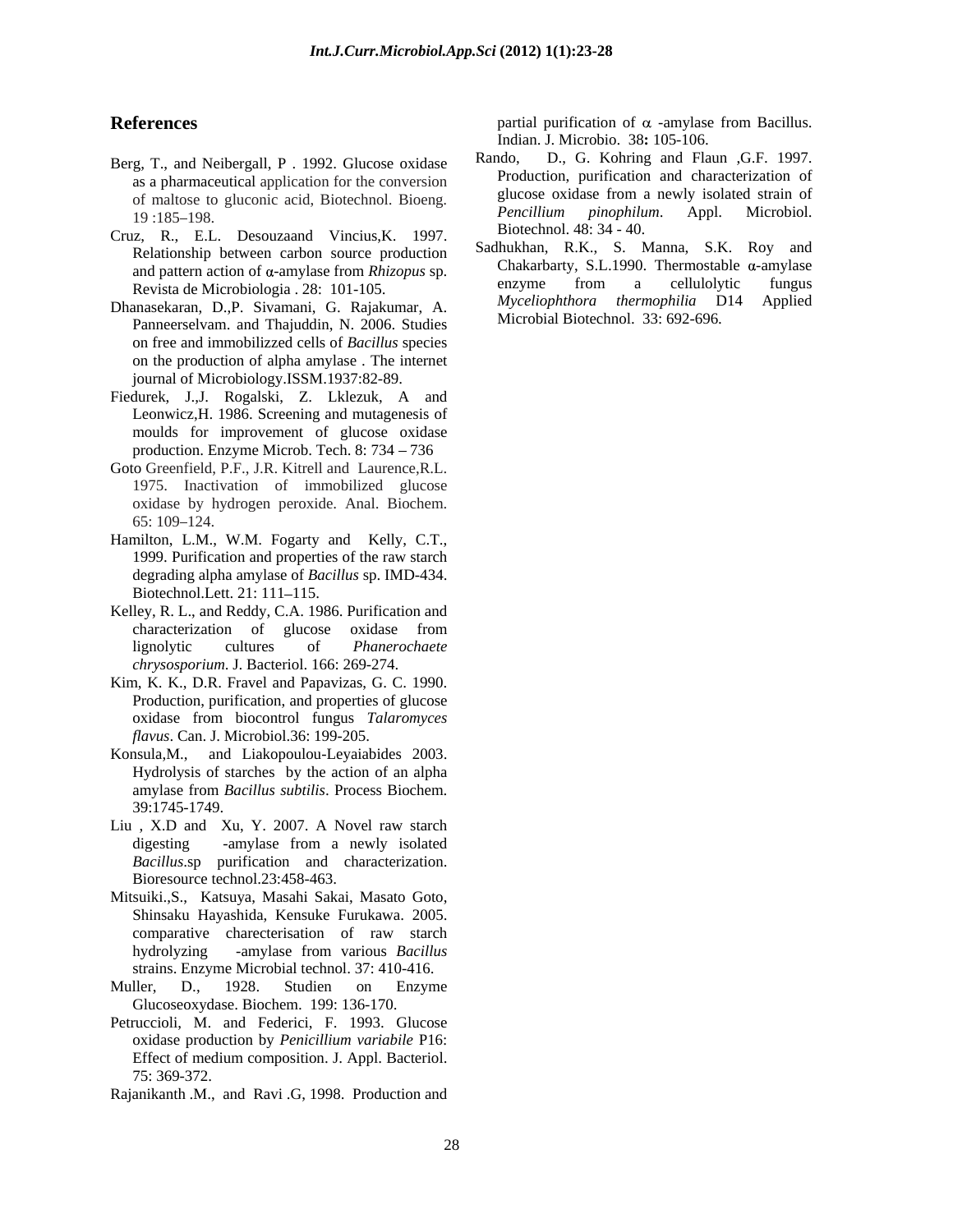## References

Berg, T., and Neibergall, P . 1992. Glucose oxidase as a pharmaceutical application for the conversion of maltose to gluconic acid, Biotechnol. Bioeng. 19 :185–198.

Cruz, R., E.L. Desouzaand Vincius,K. 1997. Relationship between carbon source production and pattern action of α-amylase from *Rhizopus* sp. Revista de Microbiologia . 28: 101-105.

Dhanasekaran, D.,P. Sivamani, G. Rajakumar, A. Panneerselvam. and Thajuddin, N. 2006. Studies on free and immobilizzed cells of *Bacillus* species on the production of alpha amylase . The internet journal of Microbiology.ISSM.1937:82-89.

Fiedurek, J.,J. Rogalski, Z. Lklezuk, A and Leonwicz,H. 1986. Screening and mutagenesis of moulds for improvement of glucose oxidase production. Enzyme Microb. Tech. 8: 734 – 736

Goto Greenfield, P.F., J.R. Kitrell and Laurence,R.L. 1975. Inactivation of immobilized glucose oxidase by hydrogen peroxide. Anal. Biochem. 65: 109–124.

Hamilton, L.M., W.M. Fogarty and Kelly, C.T., 1999. Purification and properties of the raw starch degrading alpha amylase of *Bacillus* sp. IMD-434. Biotechnol.Lett. 21: 111–115.

Kelley, R. L., and Reddy, C.A. 1986. Purification and characterization of glucose oxidase from lignolytic cultures of *Phanerochaete chrysosporium*. J. Bacteriol. 166: 269-274.

Kim, K. K., D.R. Fravel and Papavizas, G. C. 1990. Production, purification, and properties of glucose oxidase from biocontrol fungus *Talaromyces flavus*. Can. J. Microbiol.36: 199-205.

Konsula,M., and Liakopoulou-Leyaiabides 2003. Hydrolysis of starches by the action of an alpha amylase from *Bacillus subtilis*. Process Biochem. 39:1745-1749.

Liu , X.D and Xu, Y. 2007. A Novel raw starch digesting -amylase from a newly isolated *Bacillus*.sp purification and characterization. Bioresource technol.23:458-463.

Mitsuiki.,S., Katsuya, Masahi Sakai, Masato Goto, Shinsaku Hayashida, Kensuke Furukawa. 2005. comparative charecterisation of raw starch hydrolyzing -amylase from various *Bacillus* strains. Enzyme Microbial technol. 37: 410-416.

Muller, D., 1928. Studien on Enzyme Glucoseoxydase. Biochem. 199: 136-170.

Petruccioli, M. and Federici, F. 1993. Glucose oxidase production by *Penicillium variabile* P16: Effect of medium composition. J. Appl. Bacteriol. 75: 369-372.

Rajanikanth .M., and Ravi .G, 1998. Production and partial purification of α -amylase from Bacillus. Indian. J. Microbio. 38**:** 105-106.

Rando, D., G. Kohring and Flaun ,G.F. 1997. Production, purification and characterization of glucose oxidase from a newly isolated strain of *Pencillium pinophilum*. Appl. Microbiol. Biotechnol. 48: 34 - 40.

Sadhukhan, R.K., S. Manna, S.K. Roy and Chakarbarty, S.L.1990. Thermostable α-amylase enzyme from a cellulolytic fungus *Myceliophthora thermophilia* D14 Applied Microbial Biotechnol. 33: 692-696.